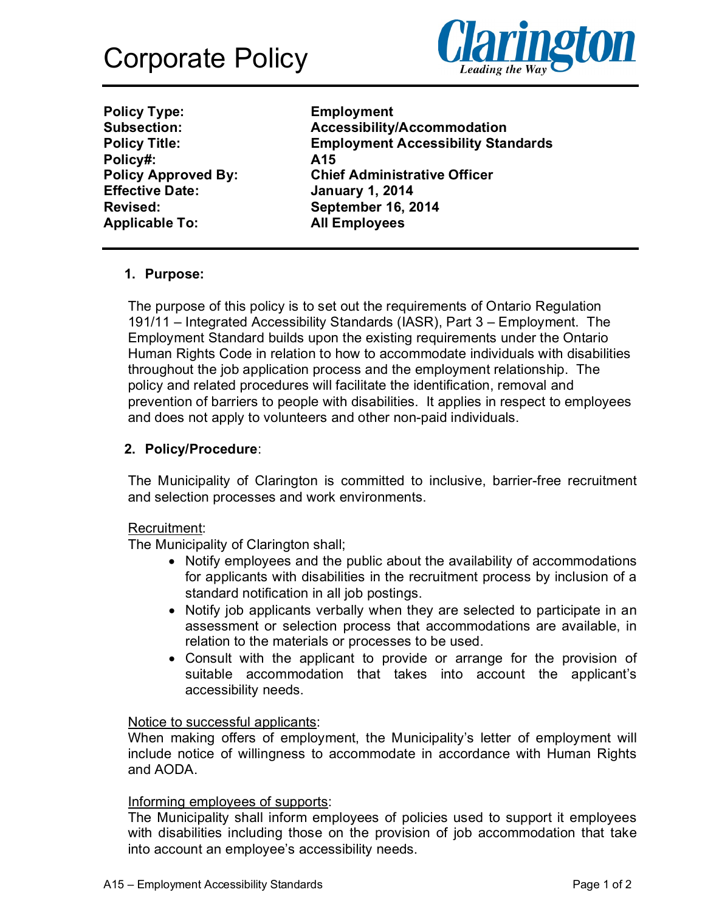# Corporate Policy

Clarington
Leading the Way

| | |
|---|---|
| **Policy Type:** | **Employment** |
| **Subsection:** | **Accessibility/Accommodation** |
| **Policy Title:** | **Employment Accessibility Standards** |
| **Policy#:** | **A15** |
| **Policy Approved By:** | **Chief Administrative Officer** |
| **Effective Date:** | **January 1, 2014** |
| **Revised:** | **September 16, 2014** |
| **Applicable To:** | **All Employees** |

## 1. Purpose:

The purpose of this policy is to set out the requirements of Ontario Regulation 191/11 – Integrated Accessibility Standards (IASR), Part 3 – Employment. The Employment Standard builds upon the existing requirements under the Ontario Human Rights Code in relation to how to accommodate individuals with disabilities throughout the job application process and the employment relationship. The policy and related procedures will facilitate the identification, removal and prevention of barriers to people with disabilities. It applies in respect to employees and does not apply to volunteers and other non-paid individuals.

## 2. Policy/Procedure:

The Municipality of Clarington is committed to inclusive, barrier-free recruitment and selection processes and work environments.

Recruitment:

The Municipality of Clarington shall;

- Notify employees and the public about the availability of accommodations for applicants with disabilities in the recruitment process by inclusion of a standard notification in all job postings.
- Notify job applicants verbally when they are selected to participate in an assessment or selection process that accommodations are available, in relation to the materials or processes to be used.
- Consult with the applicant to provide or arrange for the provision of suitable accommodation that takes into account the applicant's accessibility needs.

Notice to successful applicants:

When making offers of employment, the Municipality's letter of employment will include notice of willingness to accommodate in accordance with Human Rights and AODA.

Informing employees of supports:

The Municipality shall inform employees of policies used to support it employees with disabilities including those on the provision of job accommodation that take into account an employee's accessibility needs.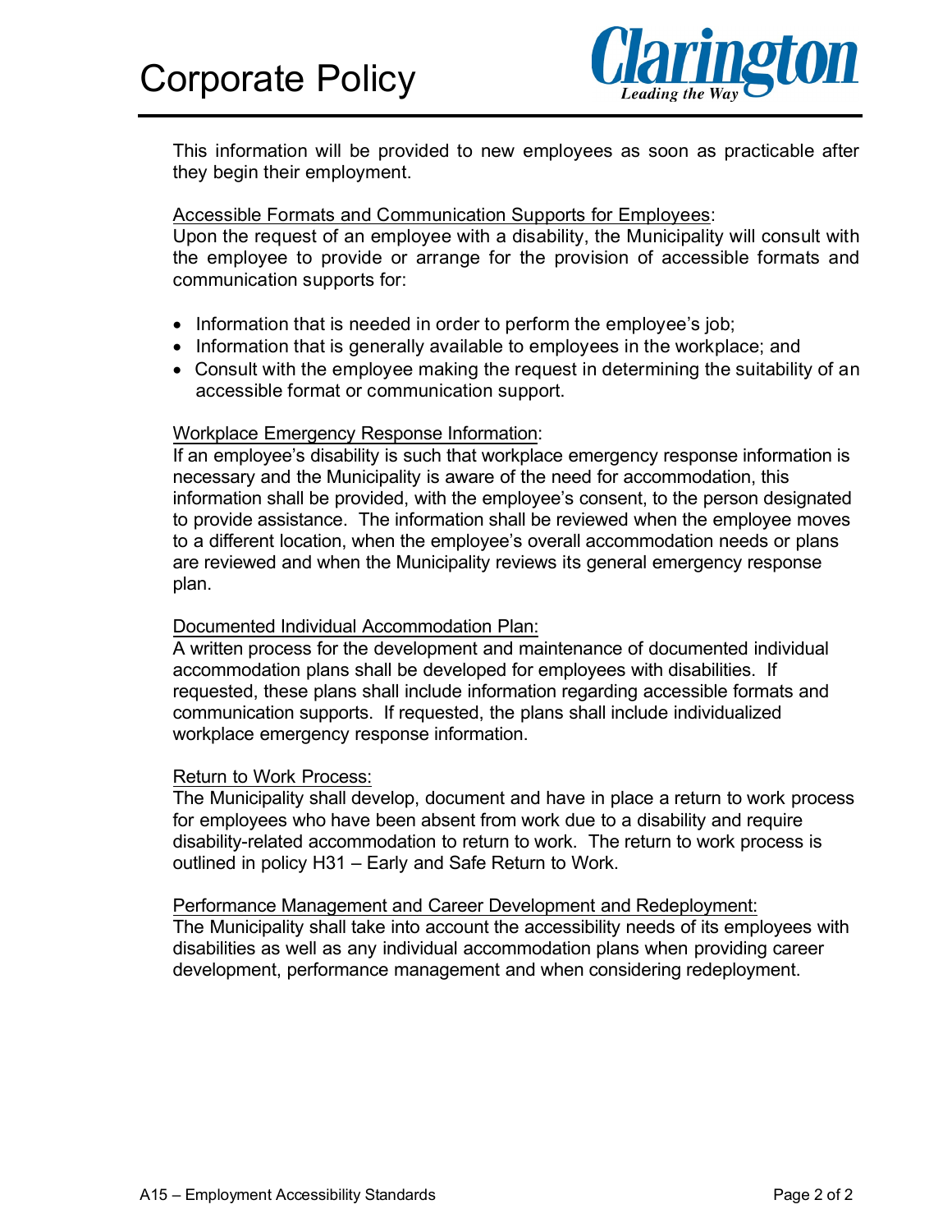This information will be provided to new employees as soon as practicable after they begin their employment.

Accessible Formats and Communication Supports for Employees:
Upon the request of an employee with a disability, the Municipality will consult with the employee to provide or arrange for the provision of accessible formats and communication supports for:

- Information that is needed in order to perform the employee's job;
- Information that is generally available to employees in the workplace; and
- Consult with the employee making the request in determining the suitability of an accessible format or communication support.

Workplace Emergency Response Information:
If an employee's disability is such that workplace emergency response information is necessary and the Municipality is aware of the need for accommodation, this information shall be provided, with the employee's consent, to the person designated to provide assistance. The information shall be reviewed when the employee moves to a different location, when the employee's overall accommodation needs or plans are reviewed and when the Municipality reviews its general emergency response plan.

Documented Individual Accommodation Plan:
A written process for the development and maintenance of documented individual accommodation plans shall be developed for employees with disabilities. If requested, these plans shall include information regarding accessible formats and communication supports. If requested, the plans shall include individualized workplace emergency response information.

Return to Work Process:
The Municipality shall develop, document and have in place a return to work process for employees who have been absent from work due to a disability and require disability-related accommodation to return to work. The return to work process is outlined in policy H31 – Early and Safe Return to Work.

Performance Management and Career Development and Redeployment:
The Municipality shall take into account the accessibility needs of its employees with disabilities as well as any individual accommodation plans when providing career development, performance management and when considering redeployment.